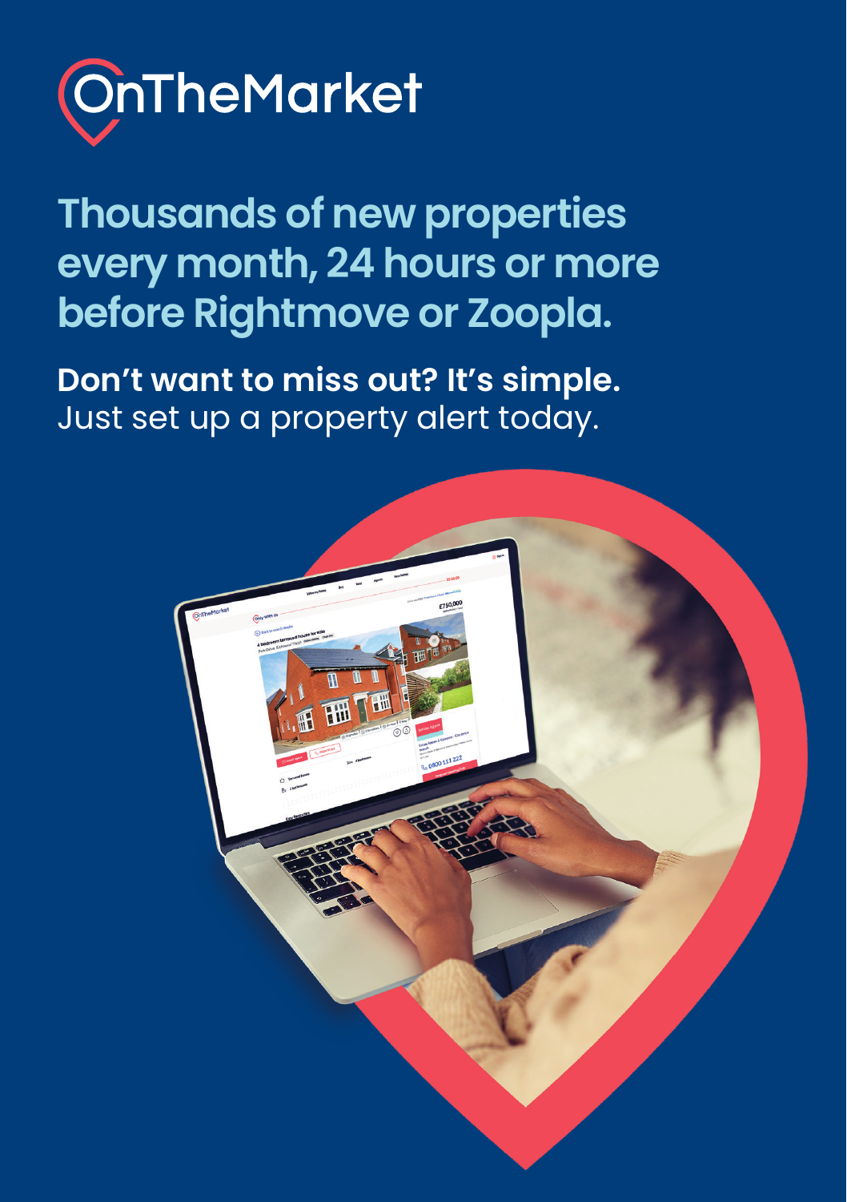# OnTheMarket

## Thousands of new properties every month, 24 hours or more before Rightmove or Zoopla.

**Don't want to miss out? It's simple.**
Just set up a property alert today.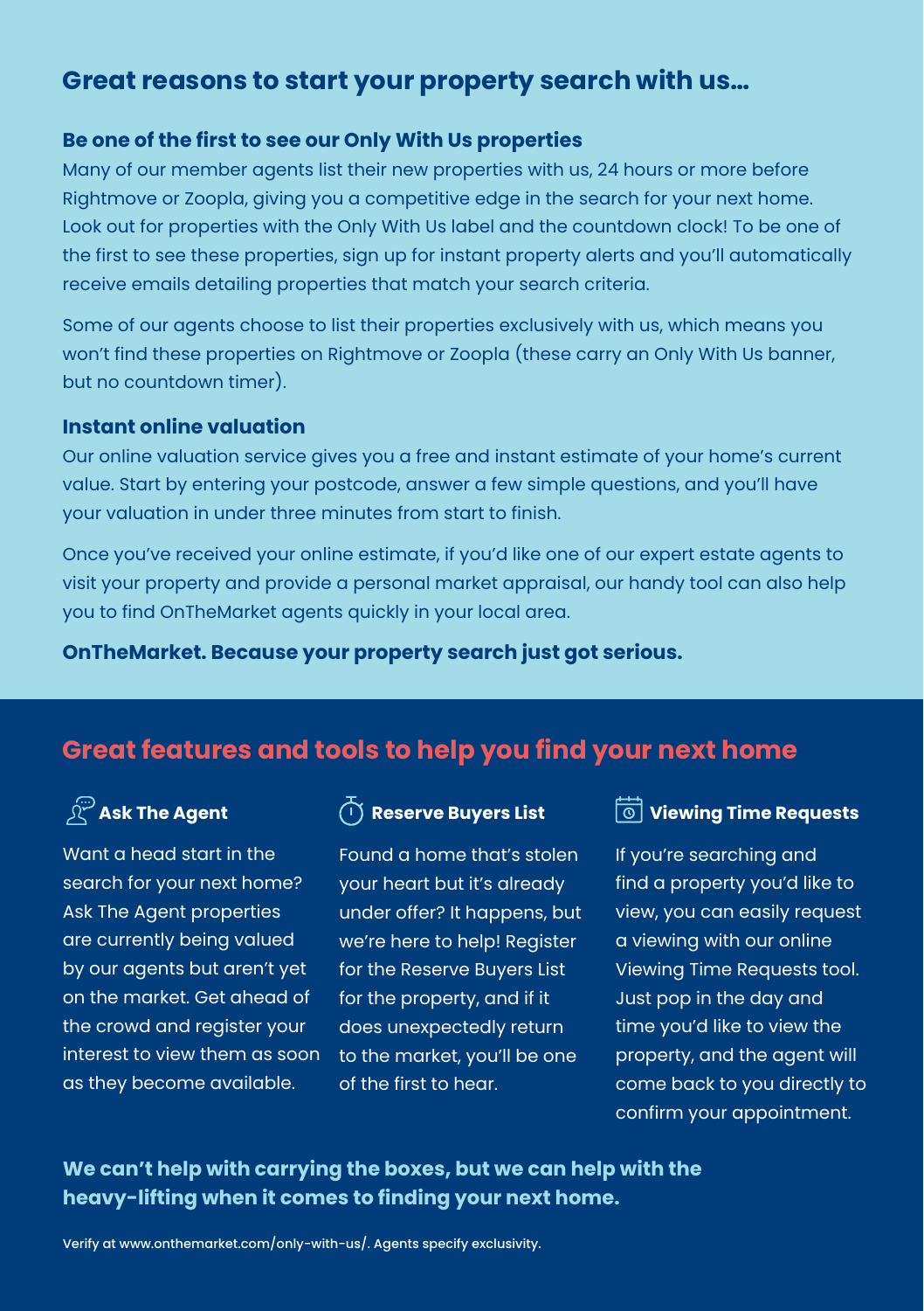## Great reasons to start your property search with us...

### Be one of the first to see our Only With Us properties

Many of our member agents list their new properties with us, 24 hours or more before Rightmove or Zoopla, giving you a competitive edge in the search for your next home. Look out for properties with the Only With Us label and the countdown clock! To be one of the first to see these properties, sign up for instant property alerts and you'll automatically receive emails detailing properties that match your search criteria.

Some of our agents choose to list their properties exclusively with us, which means you won't find these properties on Rightmove or Zoopla (these carry an Only With Us banner, but no countdown timer).

### Instant online valuation

Our online valuation service gives you a free and instant estimate of your home's current value. Start by entering your postcode, answer a few simple questions, and you'll have your valuation in under three minutes from start to finish.

Once you've received your online estimate, if you'd like one of our expert estate agents to visit your property and provide a personal market appraisal, our handy tool can also help you to find OnTheMarket agents quickly in your local area.

**OnTheMarket. Because your property search just got serious.**

## Great features and tools to help you find your next home

### Ask The Agent

Want a head start in the search for your next home? Ask The Agent properties are currently being valued by our agents but aren't yet on the market. Get ahead of the crowd and register your interest to view them as soon as they become available.

### Reserve Buyers List

Found a home that's stolen your heart but it's already under offer? It happens, but we're here to help! Register for the Reserve Buyers List for the property, and if it does unexpectedly return to the market, you'll be one of the first to hear.

### Viewing Time Requests

If you're searching and find a property you'd like to view, you can easily request a viewing with our online Viewing Time Requests tool. Just pop in the day and time you'd like to view the property, and the agent will come back to you directly to confirm your appointment.

**We can't help with carrying the boxes, but we can help with the heavy-lifting when it comes to finding your next home.**

Verify at www.onthemarket.com/only-with-us/. Agents specify exclusivity.